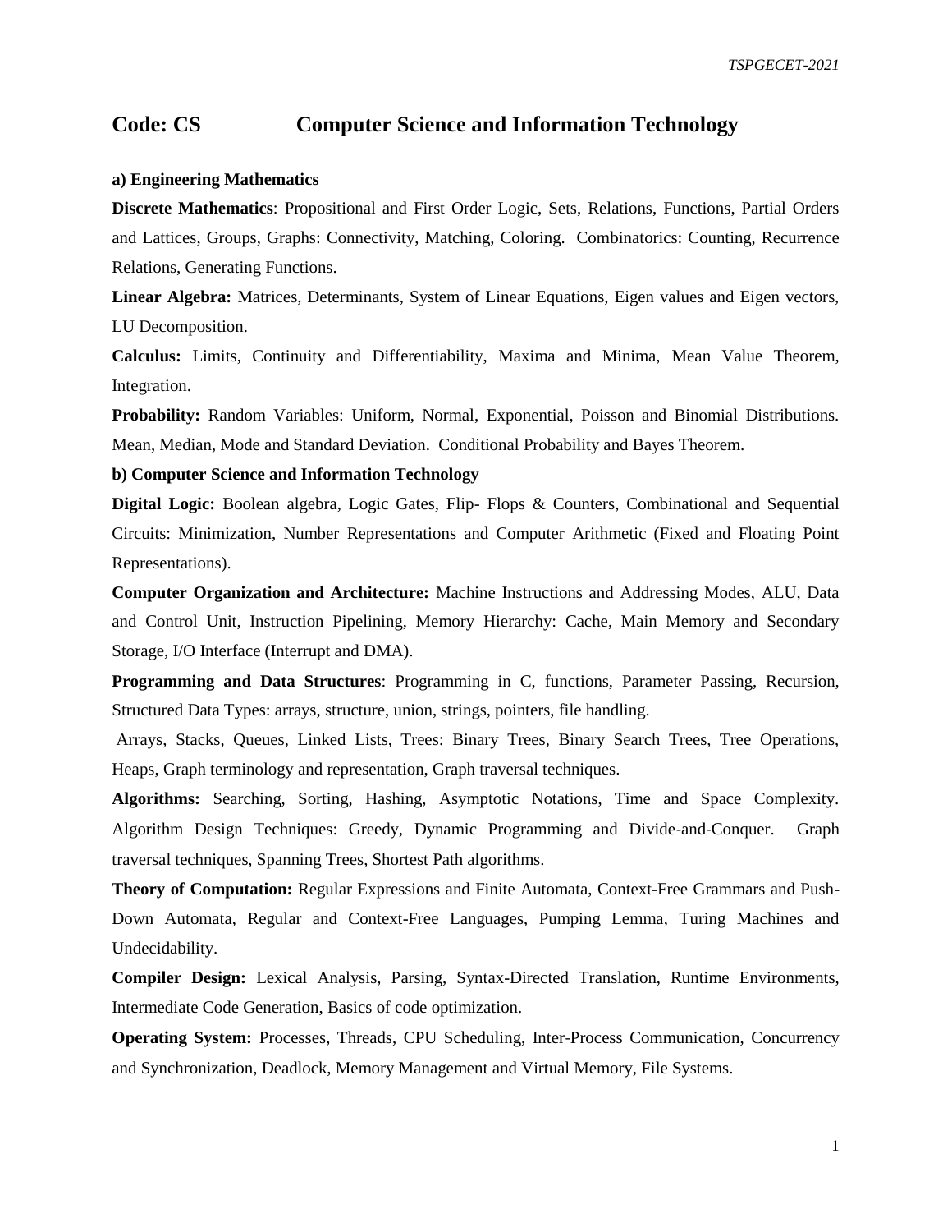# Code: CS Computer Science and Information Technology

**a) Engineering Mathematics**

**Discrete Mathematics**: Propositional and First Order Logic, Sets, Relations, Functions, Partial Orders and Lattices, Groups, Graphs: Connectivity, Matching, Coloring. Combinatorics: Counting, Recurrence Relations, Generating Functions.

**Linear Algebra:** Matrices, Determinants, System of Linear Equations, Eigen values and Eigen vectors, LU Decomposition.

**Calculus:** Limits, Continuity and Differentiability, Maxima and Minima, Mean Value Theorem, Integration.

**Probability:** Random Variables: Uniform, Normal, Exponential, Poisson and Binomial Distributions. Mean, Median, Mode and Standard Deviation. Conditional Probability and Bayes Theorem.

**b) Computer Science and Information Technology**

**Digital Logic:** Boolean algebra, Logic Gates, Flip- Flops & Counters, Combinational and Sequential Circuits: Minimization, Number Representations and Computer Arithmetic (Fixed and Floating Point Representations).

**Computer Organization and Architecture:** Machine Instructions and Addressing Modes, ALU, Data and Control Unit, Instruction Pipelining, Memory Hierarchy: Cache, Main Memory and Secondary Storage, I/O Interface (Interrupt and DMA).

**Programming and Data Structures**: Programming in C, functions, Parameter Passing, Recursion, Structured Data Types: arrays, structure, union, strings, pointers, file handling.

Arrays, Stacks, Queues, Linked Lists, Trees: Binary Trees, Binary Search Trees, Tree Operations, Heaps, Graph terminology and representation, Graph traversal techniques.

**Algorithms:** Searching, Sorting, Hashing, Asymptotic Notations, Time and Space Complexity. Algorithm Design Techniques: Greedy, Dynamic Programming and Divide-and-Conquer. Graph traversal techniques, Spanning Trees, Shortest Path algorithms.

**Theory of Computation:** Regular Expressions and Finite Automata, Context-Free Grammars and Push-Down Automata, Regular and Context-Free Languages, Pumping Lemma, Turing Machines and Undecidability.

**Compiler Design:** Lexical Analysis, Parsing, Syntax-Directed Translation, Runtime Environments, Intermediate Code Generation, Basics of code optimization.

**Operating System:** Processes, Threads, CPU Scheduling, Inter-Process Communication, Concurrency and Synchronization, Deadlock, Memory Management and Virtual Memory, File Systems.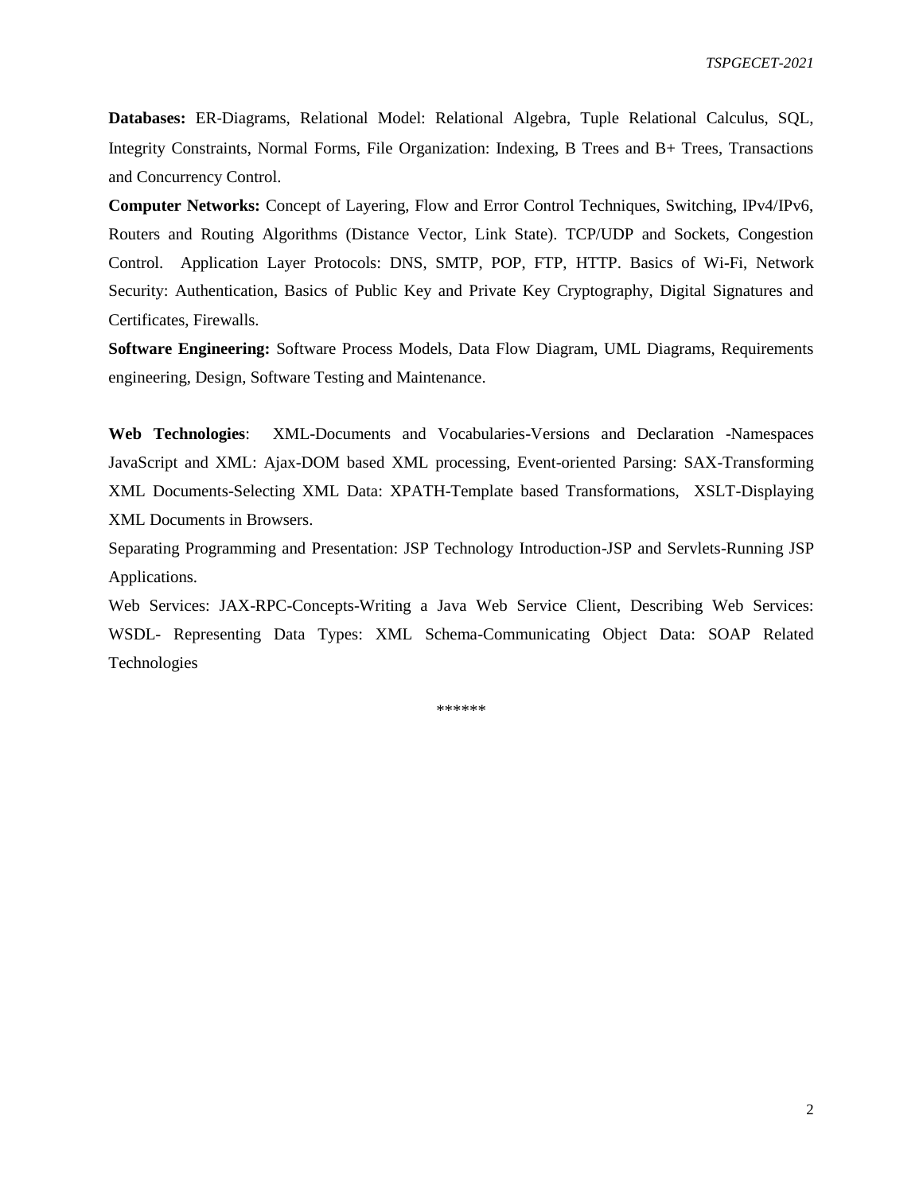**Databases:** ER-Diagrams, Relational Model: Relational Algebra, Tuple Relational Calculus, SQL, Integrity Constraints, Normal Forms, File Organization: Indexing, B Trees and B+ Trees, Transactions and Concurrency Control.

**Computer Networks:** Concept of Layering, Flow and Error Control Techniques, Switching, IPv4/IPv6, Routers and Routing Algorithms (Distance Vector, Link State). TCP/UDP and Sockets, Congestion Control. Application Layer Protocols: DNS, SMTP, POP, FTP, HTTP. Basics of Wi-Fi, Network Security: Authentication, Basics of Public Key and Private Key Cryptography, Digital Signatures and Certificates, Firewalls.

**Software Engineering:** Software Process Models, Data Flow Diagram, UML Diagrams, Requirements engineering, Design, Software Testing and Maintenance.

**Web Technologies**: XML-Documents and Vocabularies-Versions and Declaration -Namespaces JavaScript and XML: Ajax-DOM based XML processing, Event-oriented Parsing: SAX-Transforming XML Documents-Selecting XML Data: XPATH-Template based Transformations, XSLT-Displaying XML Documents in Browsers.

Separating Programming and Presentation: JSP Technology Introduction-JSP and Servlets-Running JSP Applications.

Web Services: JAX-RPC-Concepts-Writing a Java Web Service Client, Describing Web Services: WSDL- Representing Data Types: XML Schema-Communicating Object Data: SOAP Related Technologies

******